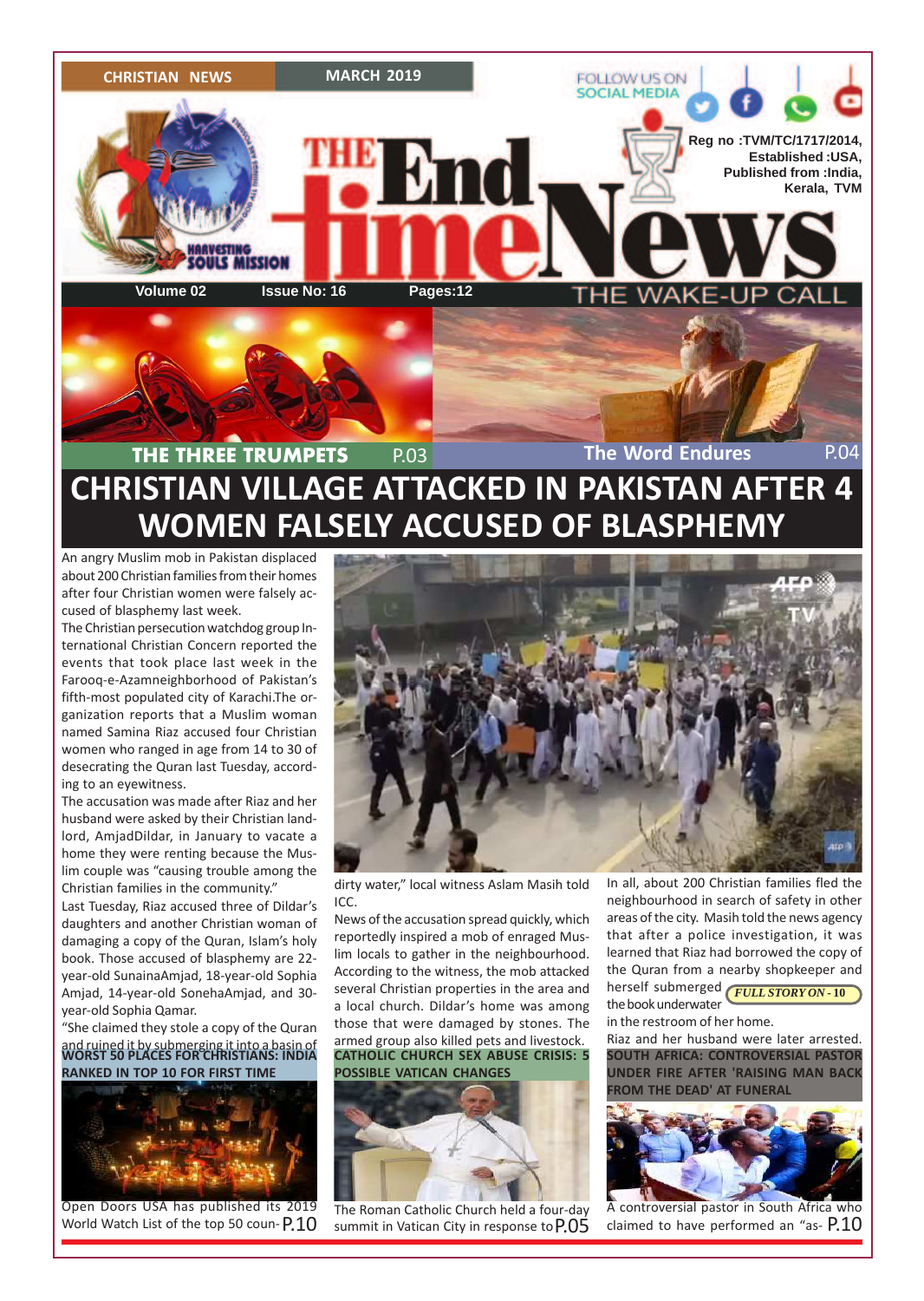CHRISTIAN NEWS

MARCH 2019

FOLLOW US ON SOCIAL MEDIA

# THE End time News

THE WAKE-UP CALL

Reg no :TVM/TC/1717/2014, Established :USA, Published from :India, Kerala, TVM

Volume 02 | Issue No: 16 | Pages:12

THE THREE TRUMPETS P.03

The Word Endures P.04

# CHRISTIAN VILLAGE ATTACKED IN PAKISTAN AFTER 4 WOMEN FALSELY ACCUSED OF BLASPHEMY

An angry Muslim mob in Pakistan displaced about 200 Christian families from their homes after four Christian women were falsely accused of blasphemy last week.

The Christian persecution watchdog group International Christian Concern reported the events that took place last week in the Farooq-e-Azamneighborhood of Pakistan's fifth-most populated city of Karachi.The organization reports that a Muslim woman named Samina Riaz accused four Christian women who ranged in age from 14 to 30 of desecrating the Quran last Tuesday, according to an eyewitness.

The accusation was made after Riaz and her husband were asked by their Christian landlord, AmjadDildar, in January to vacate a home they were renting because the Muslim couple was "causing trouble among the Christian families in the community."

Last Tuesday, Riaz accused three of Dildar's daughters and another Christian woman of damaging a copy of the Quran, Islam's holy book. Those accused of blasphemy are 22-year-old SunainaAmjad, 18-year-old Sophia Amjad, 14-year-old SonehaAmjad, and 30-year-old Sophia Qamar.

"She claimed they stole a copy of the Quran and ruined it by submerging it into a basin of dirty water," local witness Aslam Masih told ICC.

News of the accusation spread quickly, which reportedly inspired a mob of enraged Muslim locals to gather in the neighbourhood. According to the witness, the mob attacked several Christian properties in the area and a local church. Dildar's home was among those that were damaged by stones. The armed group also killed pets and livestock.

In all, about 200 Christian families fled the neighbourhood in search of safety in other areas of the city. Masih told the news agency that after a police investigation, it was learned that Riaz had borrowed the copy of the Quran from a nearby shopkeeper and herself submerged the book underwater in the restroom of her home.

*FULL STORY ON - 10*

Riaz and her husband were later arrested.

## WORST 50 PLACES FOR CHRISTIANS: INDIA RANKED IN TOP 10 FOR FIRST TIME

Open Doors USA has published its 2019 World Watch List of the top 50 coun- P.10

## CATHOLIC CHURCH SEX ABUSE CRISIS: 5 POSSIBLE VATICAN CHANGES

The Roman Catholic Church held a four-day summit in Vatican City in response to P.05

## SOUTH AFRICA: CONTROVERSIAL PASTOR UNDER FIRE AFTER 'RAISING MAN BACK FROM THE DEAD' AT FUNERAL

A controversial pastor in South Africa who claimed to have performed an "as- P.10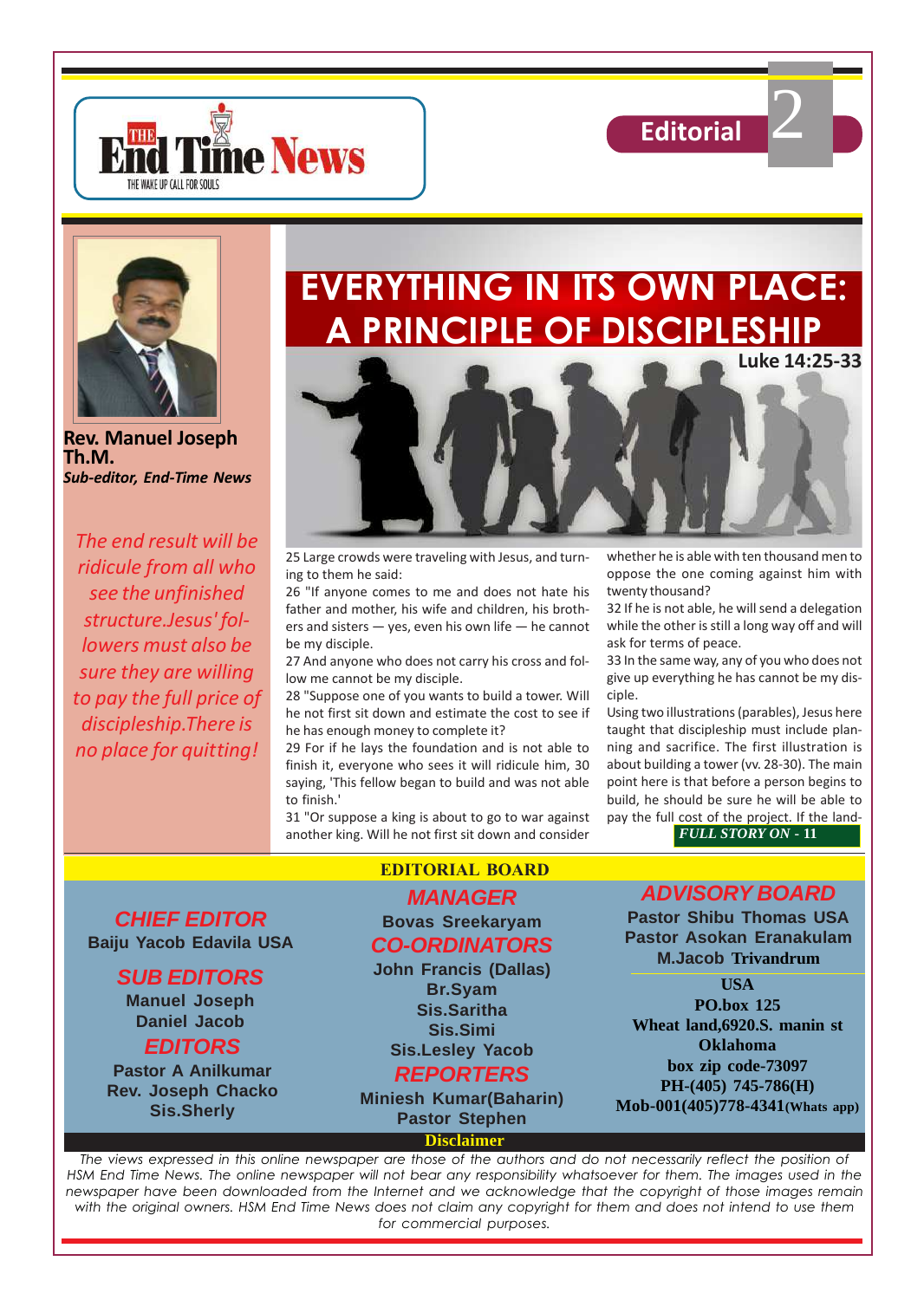# EVERYTHING IN ITS OWN PLACE: A PRINCIPLE OF DISCIPLESHIP

**Luke 14:25-33**

**Rev. Manuel Joseph Th.M.**
***Sub-editor, End-Time News***

*The end result will be ridicule from all who see the unfinished structure.Jesus' followers must also be sure they are willing to pay the full price of discipleship.There is no place for quitting!*

25 Large crowds were traveling with Jesus, and turning to them he said:

26 "If anyone comes to me and does not hate his father and mother, his wife and children, his brothers and sisters — yes, even his own life — he cannot be my disciple.

27 And anyone who does not carry his cross and follow me cannot be my disciple.

28 "Suppose one of you wants to build a tower. Will he not first sit down and estimate the cost to see if he has enough money to complete it?

29 For if he lays the foundation and is not able to finish it, everyone who sees it will ridicule him, 30 saying, 'This fellow began to build and was not able to finish.'

31 "Or suppose a king is about to go to war against another king. Will he not first sit down and consider whether he is able with ten thousand men to oppose the one coming against him with twenty thousand?

32 If he is not able, he will send a delegation while the other is still a long way off and will ask for terms of peace.

33 In the same way, any of you who does not give up everything he has cannot be my disciple.

Using two illustrations (parables), Jesus here taught that discipleship must include planning and sacrifice. The first illustration is about building a tower (vv. 28-30). The main point here is that before a person begins to build, he should be sure he will be able to pay the full cost of the project. If the land-

***FULL STORY ON - 11***

## EDITORIAL BOARD

**CHIEF EDITOR**
Baiju Yacob Edavila USA

**SUB EDITORS**
Manuel Joseph
Daniel Jacob

**EDITORS**
Pastor A Anilkumar
Rev. Joseph Chacko
Sis.Sherly

**MANAGER**
Bovas Sreekaryam

**CO-ORDINATORS**
John Francis (Dallas)
Br.Syam
Sis.Saritha
Sis.Simi
Sis.Lesley Yacob

**REPORTERS**
Miniesh Kumar(Baharin)
Pastor Stephen

**ADVISORY BOARD**
Pastor Shibu Thomas USA
Pastor Asokan Eranakulam
M.Jacob Trivandrum

**USA**
**PO.box 125**
**Wheat land,6920.S. manin st**
**Oklahoma**
**box zip code-73097**
**PH-(405) 745-786(H)**
**Mob-001(405)778-4341(Whats app)**

**Disclaimer**

*The views expressed in this online newspaper are those of the authors and do not necessarily reflect the position of HSM End Time News. The online newspaper will not bear any responsibility whatsoever for them. The images used in the newspaper have been downloaded from the Internet and we acknowledge that the copyright of those images remain with the original owners. HSM End Time News does not claim any copyright for them and does not intend to use them for commercial purposes.*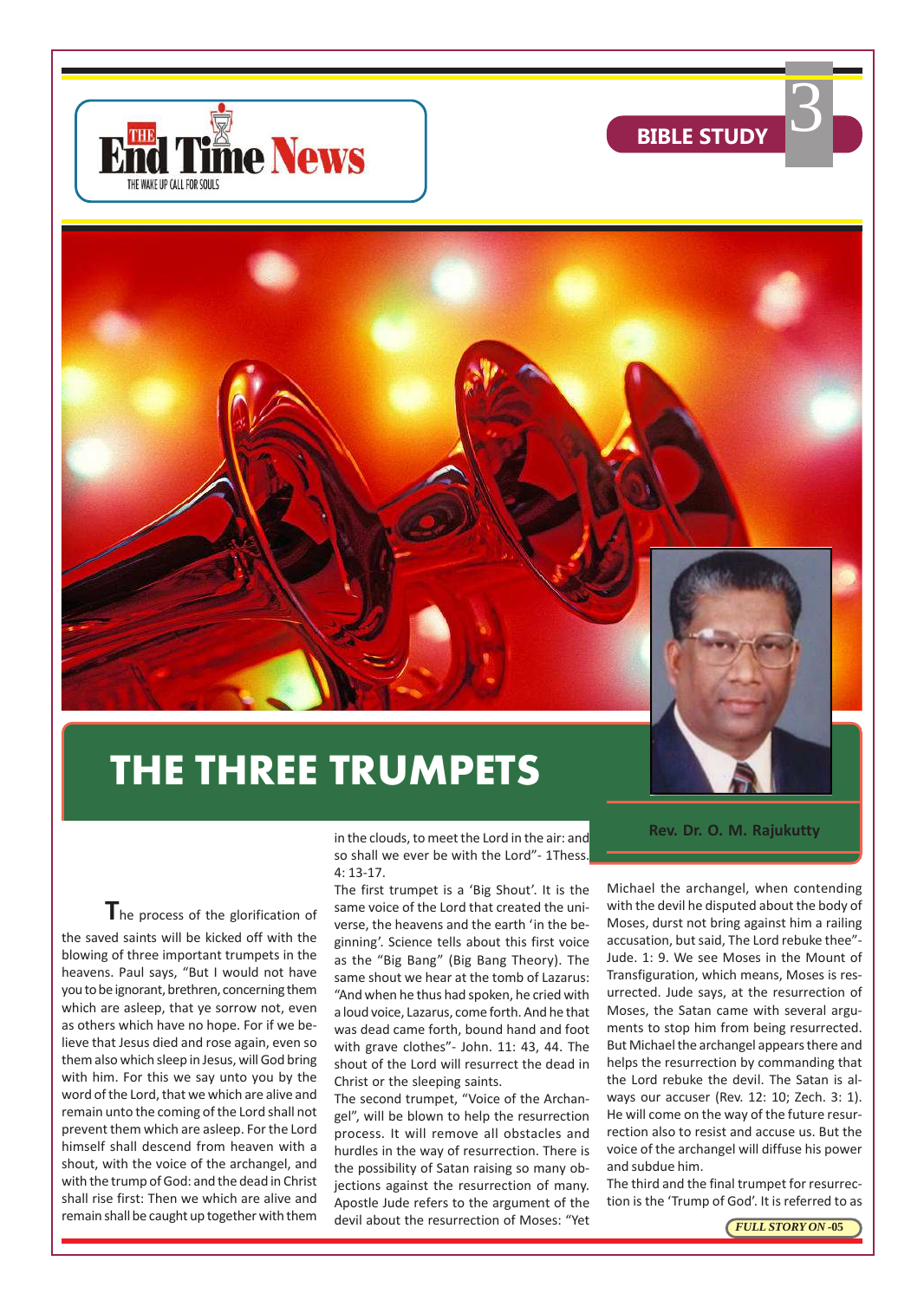# THE THREE TRUMPETS

**Rev. Dr. O. M. Rajukutty**

The process of the glorification of the saved saints will be kicked off with the blowing of three important trumpets in the heavens. Paul says, "But I would not have you to be ignorant, brethren, concerning them which are asleep, that ye sorrow not, even as others which have no hope. For if we believe that Jesus died and rose again, even so them also which sleep in Jesus, will God bring with him. For this we say unto you by the word of the Lord, that we which are alive and remain unto the coming of the Lord shall not prevent them which are asleep. For the Lord himself shall descend from heaven with a shout, with the voice of the archangel, and with the trump of God: and the dead in Christ shall rise first: Then we which are alive and remain shall be caught up together with them in the clouds, to meet the Lord in the air: and so shall we ever be with the Lord"- 1Thess. 4: 13-17.

The first trumpet is a 'Big Shout'. It is the same voice of the Lord that created the universe, the heavens and the earth 'in the beginning'. Science tells about this first voice as the "Big Bang" (Big Bang Theory). The same shout we hear at the tomb of Lazarus: "And when he thus had spoken, he cried with a loud voice, Lazarus, come forth. And he that was dead came forth, bound hand and foot with grave clothes"- John. 11: 43, 44. The shout of the Lord will resurrect the dead in Christ or the sleeping saints.

The second trumpet, "Voice of the Archangel", will be blown to help the resurrection process. It will remove all obstacles and hurdles in the way of resurrection. There is the possibility of Satan raising so many objections against the resurrection of many. Apostle Jude refers to the argument of the devil about the resurrection of Moses: "Yet Michael the archangel, when contending with the devil he disputed about the body of Moses, durst not bring against him a railing accusation, but said, The Lord rebuke thee"- Jude. 1: 9. We see Moses in the Mount of Transfiguration, which means, Moses is resurrected. Jude says, at the resurrection of Moses, the Satan came with several arguments to stop him from being resurrected. But Michael the archangel appears there and helps the resurrection by commanding that the Lord rebuke the devil. The Satan is always our accuser (Rev. 12: 10; Zech. 3: 1). He will come on the way of the future resurrection also to resist and accuse us. But the voice of the archangel will diffuse his power and subdue him.

The third and the final trumpet for resurrection is the 'Trump of God'. It is referred to as

*FULL STORY ON -05*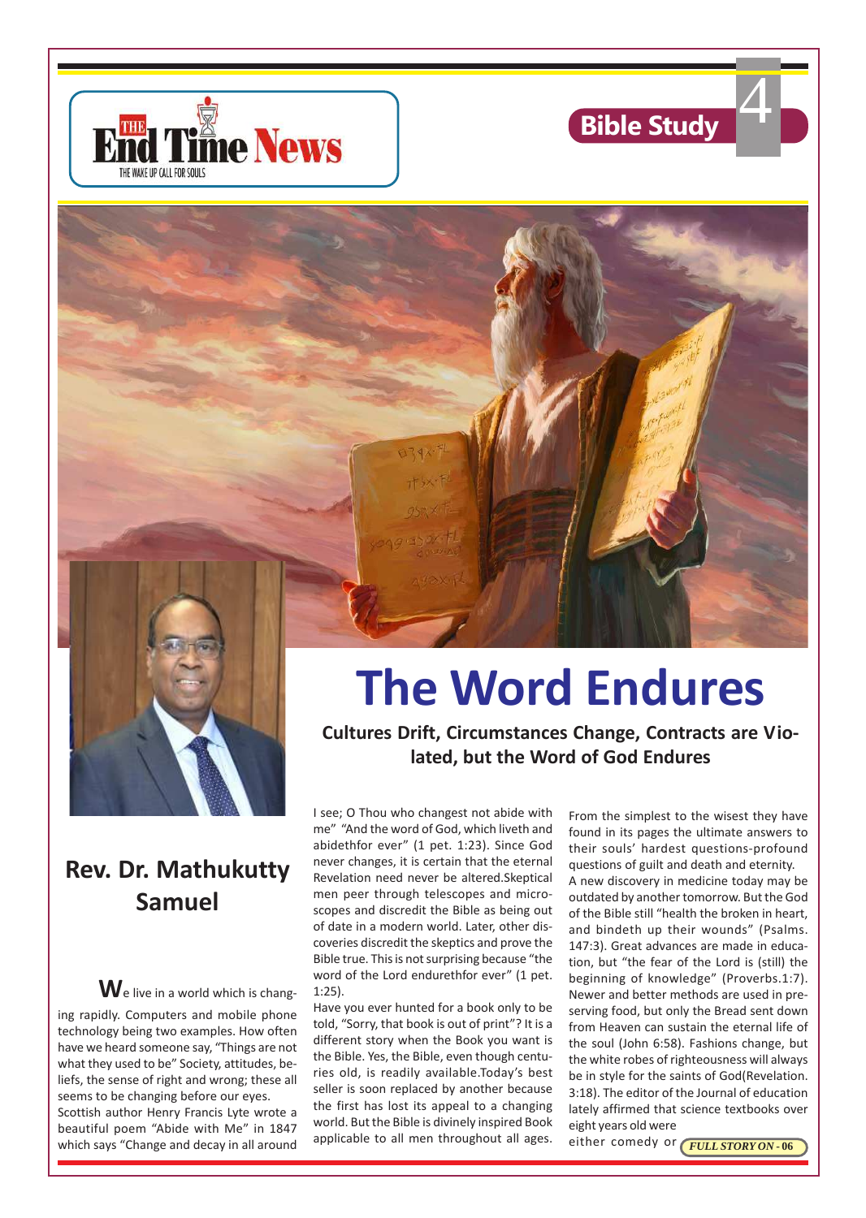# The Word Endures

**Cultures Drift, Circumstances Change, Contracts are Violated, but the Word of God Endures**

## Rev. Dr. Mathukutty Samuel

**W**e live in a world which is changing rapidly. Computers and mobile phone technology being two examples. How often have we heard someone say, "Things are not what they used to be" Society, attitudes, beliefs, the sense of right and wrong; these all seems to be changing before our eyes.

Scottish author Henry Francis Lyte wrote a beautiful poem "Abide with Me" in 1847 which says "Change and decay in all around I see; O Thou who changest not abide with me" "And the word of God, which liveth and abidethfor ever" (1 pet. 1:23). Since God never changes, it is certain that the eternal Revelation need never be altered.Skeptical men peer through telescopes and microscopes and discredit the Bible as being out of date in a modern world. Later, other discoveries discredit the skeptics and prove the Bible true. This is not surprising because "the word of the Lord endurethfor ever" (1 pet. 1:25).

Have you ever hunted for a book only to be told, "Sorry, that book is out of print"? It is a different story when the Book you want is the Bible. Yes, the Bible, even though centuries old, is readily available.Today's best seller is soon replaced by another because the first has lost its appeal to a changing world. But the Bible is divinely inspired Book applicable to all men throughout all ages. From the simplest to the wisest they have found in its pages the ultimate answers to their souls' hardest questions-profound questions of guilt and death and eternity.

A new discovery in medicine today may be outdated by another tomorrow. But the God of the Bible still "health the broken in heart, and bindeth up their wounds" (Psalms. 147:3). Great advances are made in education, but "the fear of the Lord is (still) the beginning of knowledge" (Proverbs.1:7). Newer and better methods are used in preserving food, but only the Bread sent down from Heaven can sustain the eternal life of the soul (John 6:58). Fashions change, but the white robes of righteousness will always be in style for the saints of God(Revelation. 3:18). The editor of the Journal of education lately affirmed that science textbooks over eight years old were either comedy or

*FULL STORY ON - 06*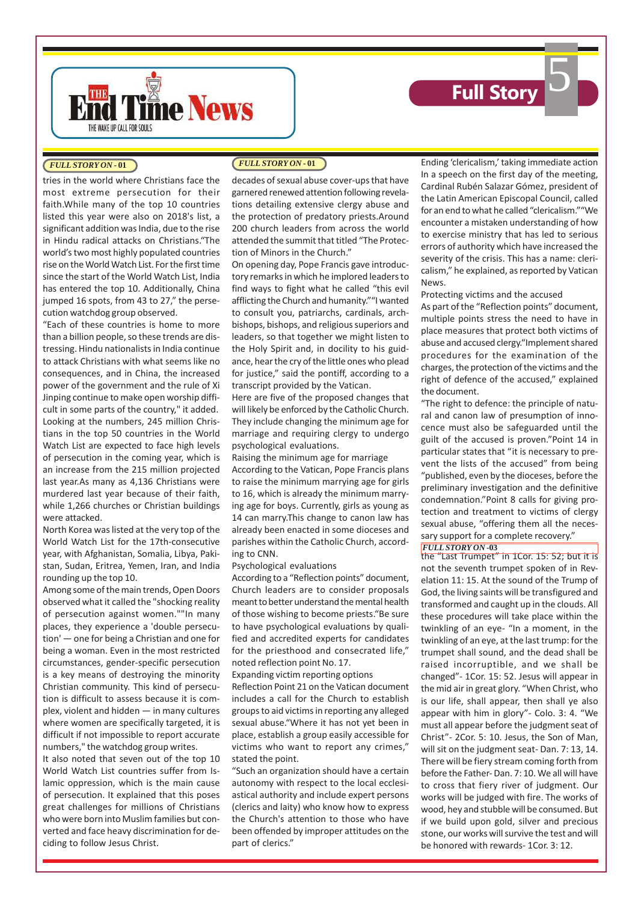## Full Story

*FULL STORY ON - 01*

tries in the world where Christians face the most extreme persecution for their faith.While many of the top 10 countries listed this year were also on 2018's list, a significant addition was India, due to the rise in Hindu radical attacks on Christians."The world's two most highly populated countries rise on the World Watch List. For the first time since the start of the World Watch List, India has entered the top 10. Additionally, China jumped 16 spots, from 43 to 27," the persecution watchdog group observed.

"Each of these countries is home to more than a billion people, so these trends are distressing. Hindu nationalists in India continue to attack Christians with what seems like no consequences, and in China, the increased power of the government and the rule of Xi Jinping continue to make open worship difficult in some parts of the country," it added.

Looking at the numbers, 245 million Christians in the top 50 countries in the World Watch List are expected to face high levels of persecution in the coming year, which is an increase from the 215 million projected last year.As many as 4,136 Christians were murdered last year because of their faith, while 1,266 churches or Christian buildings were attacked.

North Korea was listed at the very top of the World Watch List for the 17th-consecutive year, with Afghanistan, Somalia, Libya, Pakistan, Sudan, Eritrea, Yemen, Iran, and India rounding up the top 10.

Among some of the main trends, Open Doors observed what it called the "shocking reality of persecution against women.""In many places, they experience a 'double persecution' — one for being a Christian and one for being a woman. Even in the most restricted circumstances, gender-specific persecution is a key means of destroying the minority Christian community. This kind of persecution is difficult to assess because it is complex, violent and hidden — in many cultures where women are specifically targeted, it is difficult if not impossible to report accurate numbers," the watchdog group writes.

It also noted that seven out of the top 10 World Watch List countries suffer from Islamic oppression, which is the main cause of persecution. It explained that this poses great challenges for millions of Christians who were born into Muslim families but converted and face heavy discrimination for deciding to follow Jesus Christ.

*FULL STORY ON - 01*

decades of sexual abuse cover-ups that have garnered renewed attention following revelations detailing extensive clergy abuse and the protection of predatory priests.Around 200 church leaders from across the world attended the summit that titled "The Protection of Minors in the Church."

On opening day, Pope Francis gave introductory remarks in which he implored leaders to find ways to fight what he called "this evil afflicting the Church and humanity.""I wanted to consult you, patriarchs, cardinals, archbishops, bishops, and religious superiors and leaders, so that together we might listen to the Holy Spirit and, in docility to his guidance, hear the cry of the little ones who plead for justice," said the pontiff, according to a transcript provided by the Vatican.

Here are five of the proposed changes that will likely be enforced by the Catholic Church. They include changing the minimum age for marriage and requiring clergy to undergo psychological evaluations.

Raising the minimum age for marriage

According to the Vatican, Pope Francis plans to raise the minimum marrying age for girls to 16, which is already the minimum marrying age for boys. Currently, girls as young as 14 can marry.This change to canon law has already been enacted in some dioceses and parishes within the Catholic Church, according to CNN.

Psychological evaluations

According to a "Reflection points" document, Church leaders are to consider proposals meant to better understand the mental health of those wishing to become priests."Be sure to have psychological evaluations by qualified and accredited experts for candidates for the priesthood and consecrated life," noted reflection point No. 17.

Expanding victim reporting options

Reflection Point 21 on the Vatican document includes a call for the Church to establish groups to aid victims in reporting any alleged sexual abuse."Where it has not yet been in place, establish a group easily accessible for victims who want to report any crimes," stated the point.

"Such an organization should have a certain autonomy with respect to the local ecclesiastical authority and include expert persons (clerics and laity) who know how to express the Church's attention to those who have been offended by improper attitudes on the part of clerics."

Ending 'clericalism,' taking immediate action

In a speech on the first day of the meeting, Cardinal Rubén Salazar Gómez, president of the Latin American Episcopal Council, called for an end to what he called "clericalism.""We encounter a mistaken understanding of how to exercise ministry that has led to serious errors of authority which have increased the severity of the crisis. This has a name: clericalism," he explained, as reported by Vatican News.

Protecting victims and the accused

As part of the "Reflection points" document, multiple points stress the need to have in place measures that protect both victims of abuse and accused clergy."Implement shared procedures for the examination of the charges, the protection of the victims and the right of defence of the accused," explained the document.

"The right to defence: the principle of natural and canon law of presumption of innocence must also be safeguarded until the guilt of the accused is proven."Point 14 in particular states that "it is necessary to prevent the lists of the accused" from being "published, even by the dioceses, before the preliminary investigation and the definitive condemnation."Point 8 calls for giving protection and treatment to victims of clergy sexual abuse, "offering them all the necessary support for a complete recovery."

*FULL STORY ON -03*

the "Last Trumpet" in 1Cor. 15: 52; but it is not the seventh trumpet spoken of in Revelation 11: 15. At the sound of the Trump of God, the living saints will be transfigured and transformed and caught up in the clouds. All these procedures will take place within the twinkling of an eye- "In a moment, in the twinkling of an eye, at the last trump: for the trumpet shall sound, and the dead shall be raised incorruptible, and we shall be changed"- 1Cor. 15: 52. Jesus will appear in the mid air in great glory. "When Christ, who is our life, shall appear, then shall ye also appear with him in glory"- Colo. 3: 4. "We must all appear before the judgment seat of Christ"- 2Cor. 5: 10. Jesus, the Son of Man, will sit on the judgment seat- Dan. 7: 13, 14. There will be fiery stream coming forth from before the Father- Dan. 7: 10. We all will have to cross that fiery river of judgment. Our works will be judged with fire. The works of wood, hey and stubble will be consumed. But if we build upon gold, silver and precious stone, our works will survive the test and will be honored with rewards- 1Cor. 3: 12.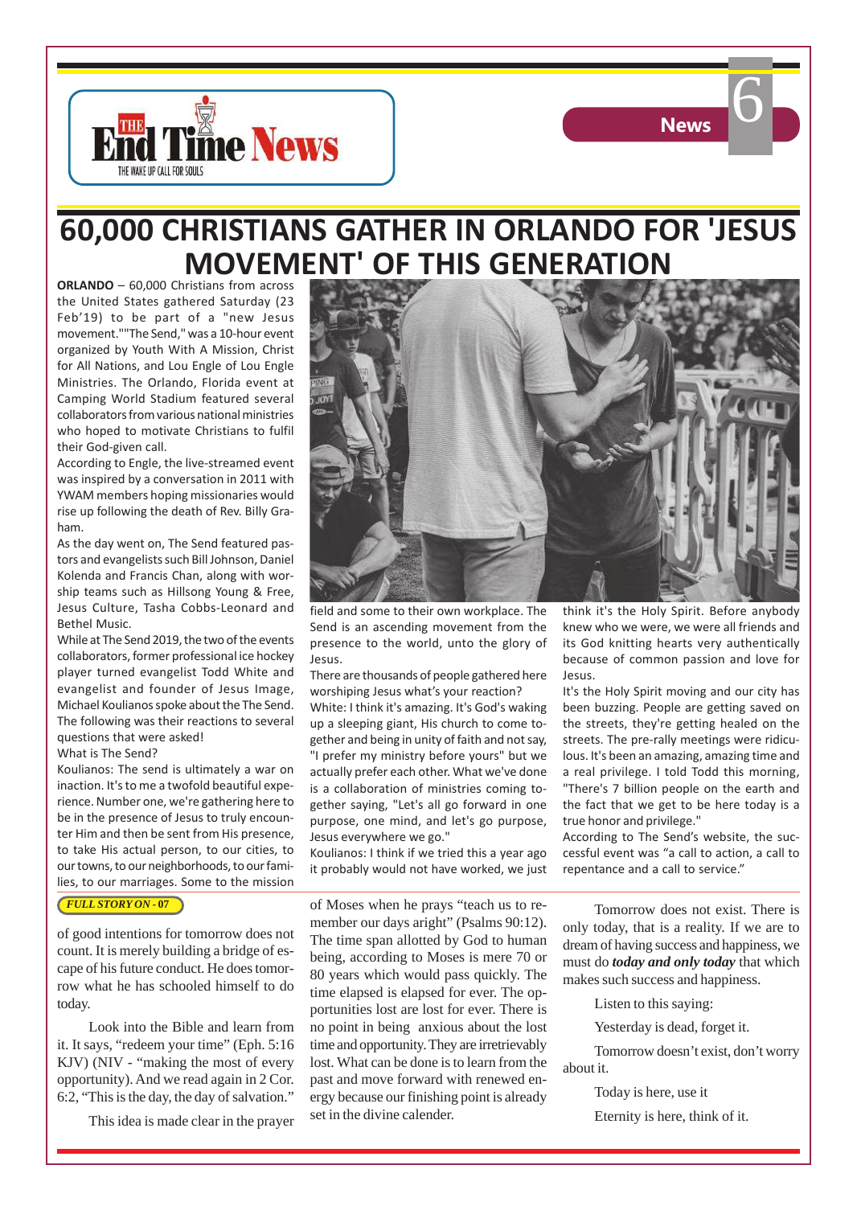# 60,000 CHRISTIANS GATHER IN ORLANDO FOR 'JESUS MOVEMENT' OF THIS GENERATION

**ORLANDO** – 60,000 Christians from across the United States gathered Saturday (23 Feb'19) to be part of a "new Jesus movement.""The Send," was a 10-hour event organized by Youth With A Mission, Christ for All Nations, and Lou Engle Ministries. The Orlando, Florida event at Camping World Stadium featured several collaborators from various national ministries who hoped to motivate Christians to fulfil their God-given call.

According to Engle, the live-streamed event was inspired by a conversation in 2011 with YWAM members hoping missionaries would rise up following the death of Rev. Billy Graham.

As the day went on, The Send featured pastors and evangelists such Bill Johnson, Daniel Kolenda and Francis Chan, along with worship teams such as Hillsong Young & Free, Jesus Culture, Tasha Cobbs-Leonard and Bethel Music.

While at The Send 2019, the two of the events collaborators, former professional ice hockey player turned evangelist Todd White and evangelist and founder of Jesus Image, Michael Koulianos spoke about the The Send. The following was their reactions to several questions that were asked!

What is The Send?

Koulianos: The send is ultimately a war on inaction. It's to me a twofold beautiful experience. Number one, we're gathering here to be in the presence of Jesus to truly encounter Him and then be sent from His presence, to take His actual person, to our cities, to our towns, to our neighborhoods, to our families, to our marriages. Some to the mission field and some to their own workplace. The Send is an ascending movement from the presence to the world, unto the glory of Jesus.

There are thousands of people gathered here worshiping Jesus what's your reaction?

White: I think it's amazing. It's God's waking up a sleeping giant, His church to come together and being in unity of faith and not say, "I prefer my ministry before yours" but we actually prefer each other. What we've done is a collaboration of ministries coming together saying, "Let's all go forward in one purpose, one mind, and let's go purpose, Jesus everywhere we go."

Koulianos: I think if we tried this a year ago it probably would not have worked, we just think it's the Holy Spirit. Before anybody knew who we were, we were all friends and its God knitting hearts very authentically because of common passion and love for Jesus.

It's the Holy Spirit moving and our city has been buzzing. People are getting saved on the streets, they're getting healed on the streets. The pre-rally meetings were ridiculous. It's been an amazing, amazing time and a real privilege. I told Todd this morning, "There's 7 billion people on the earth and the fact that we get to be here today is a true honor and privilege."

According to The Send's website, the successful event was "a call to action, a call to repentance and a call to service."

***FULL STORY ON - 07***

---

of good intentions for tomorrow does not count. It is merely building a bridge of escape of his future conduct. He does tomorrow what he has schooled himself to do today.

Look into the Bible and learn from it. It says, "redeem your time" (Eph. 5:16 KJV) (NIV - "making the most of every opportunity). And we read again in 2 Cor. 6:2, "This is the day, the day of salvation."

This idea is made clear in the prayer of Moses when he prays "teach us to remember our days aright" (Psalms 90:12). The time span allotted by God to human being, according to Moses is mere 70 or 80 years which would pass quickly. The time elapsed is elapsed for ever. The opportunities lost are lost for ever. There is no point in being anxious about the lost time and opportunity. They are irretrievably lost. What can be done is to learn from the past and move forward with renewed energy because our finishing point is already set in the divine calender.

Tomorrow does not exist. There is only today, that is a reality. If we are to dream of having success and happiness, we must do ***today and only today*** that which makes such success and happiness.

Listen to this saying:

Yesterday is dead, forget it.

Tomorrow doesn't exist, don't worry about it.

Today is here, use it

Eternity is here, think of it.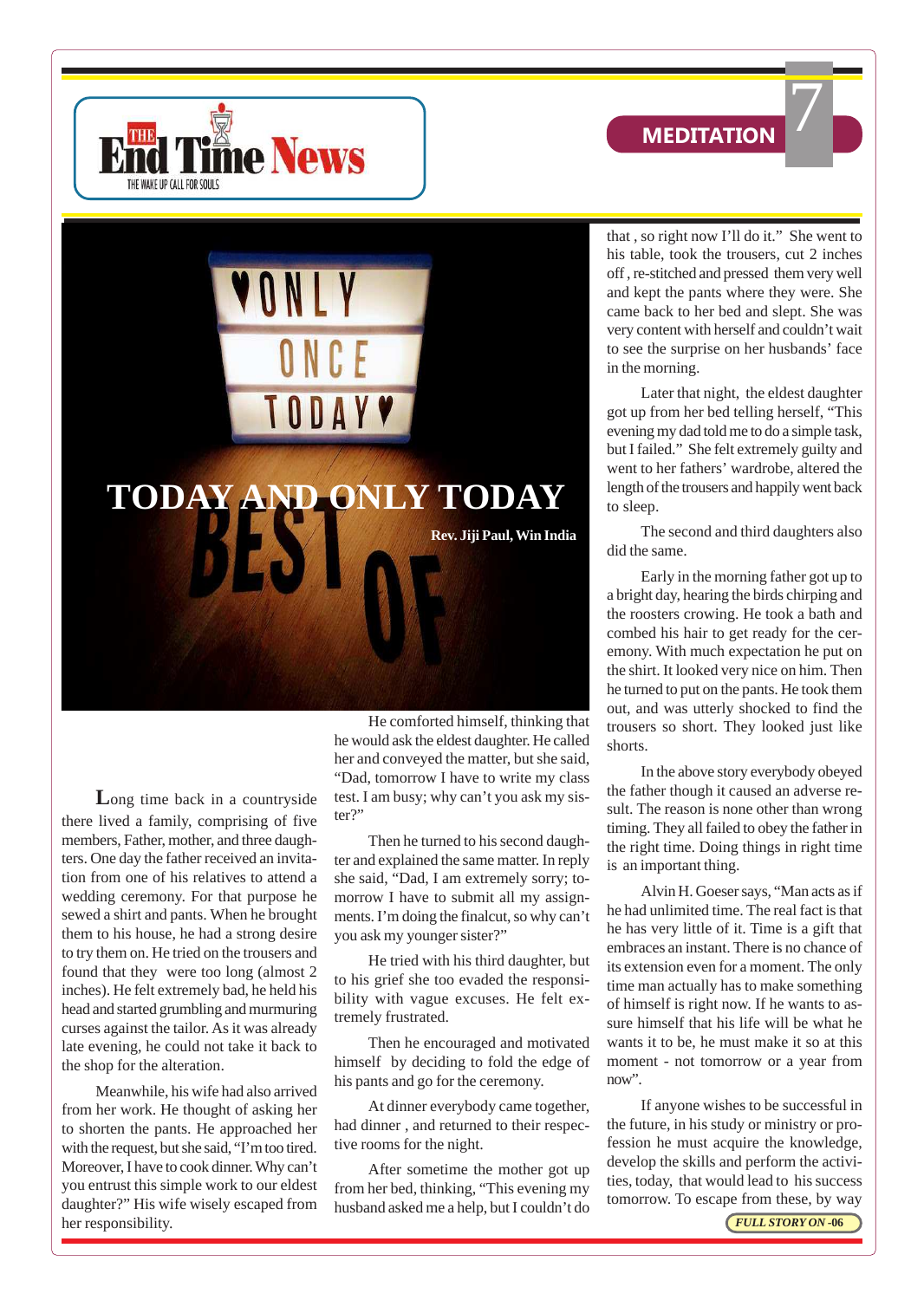# TODAY AND ONLY TODAY

**Rev. Jiji Paul, Win India**

Long time back in a countryside there lived a family, comprising of five members, Father, mother, and three daughters. One day the father received an invitation from one of his relatives to attend a wedding ceremony. For that purpose he sewed a shirt and pants. When he brought them to his house, he had a strong desire to try them on. He tried on the trousers and found that they were too long (almost 2 inches). He felt extremely bad, he held his head and started grumbling and murmuring curses against the tailor. As it was already late evening, he could not take it back to the shop for the alteration.

Meanwhile, his wife had also arrived from her work. He thought of asking her to shorten the pants. He approached her with the request, but she said, "I'm too tired. Moreover, I have to cook dinner. Why can't you entrust this simple work to our eldest daughter?" His wife wisely escaped from her responsibility.

He comforted himself, thinking that he would ask the eldest daughter. He called her and conveyed the matter, but she said, "Dad, tomorrow I have to write my class test. I am busy; why can't you ask my sister?"

Then he turned to his second daughter and explained the same matter. In reply she said, "Dad, I am extremely sorry; tomorrow I have to submit all my assignments. I'm doing the finalcut, so why can't you ask my younger sister?"

He tried with his third daughter, but to his grief she too evaded the responsibility with vague excuses. He felt extremely frustrated.

Then he encouraged and motivated himself by deciding to fold the edge of his pants and go for the ceremony.

At dinner everybody came together, had dinner , and returned to their respective rooms for the night.

After sometime the mother got up from her bed, thinking, "This evening my husband asked me a help, but I couldn't do that , so right now I'll do it." She went to his table, took the trousers, cut 2 inches off , re-stitched and pressed them very well and kept the pants where they were. She came back to her bed and slept. She was very content with herself and couldn't wait to see the surprise on her husbands' face in the morning.

Later that night, the eldest daughter got up from her bed telling herself, "This evening my dad told me to do a simple task, but I failed." She felt extremely guilty and went to her fathers' wardrobe, altered the length of the trousers and happily went back to sleep.

The second and third daughters also did the same.

Early in the morning father got up to a bright day, hearing the birds chirping and the roosters crowing. He took a bath and combed his hair to get ready for the ceremony. With much expectation he put on the shirt. It looked very nice on him. Then he turned to put on the pants. He took them out, and was utterly shocked to find the trousers so short. They looked just like shorts.

In the above story everybody obeyed the father though it caused an adverse result. The reason is none other than wrong timing. They all failed to obey the father in the right time. Doing things in right time is an important thing.

Alvin H. Goeser says, "Man acts as if he had unlimited time. The real fact is that he has very little of it. Time is a gift that embraces an instant. There is no chance of its extension even for a moment. The only time man actually has to make something of himself is right now. If he wants to assure himself that his life will be what he wants it to be, he must make it so at this moment - not tomorrow or a year from now".

If anyone wishes to be successful in the future, in his study or ministry or profession he must acquire the knowledge, develop the skills and perform the activities, today, that would lead to his success tomorrow. To escape from these, by way

*FULL STORY ON -06*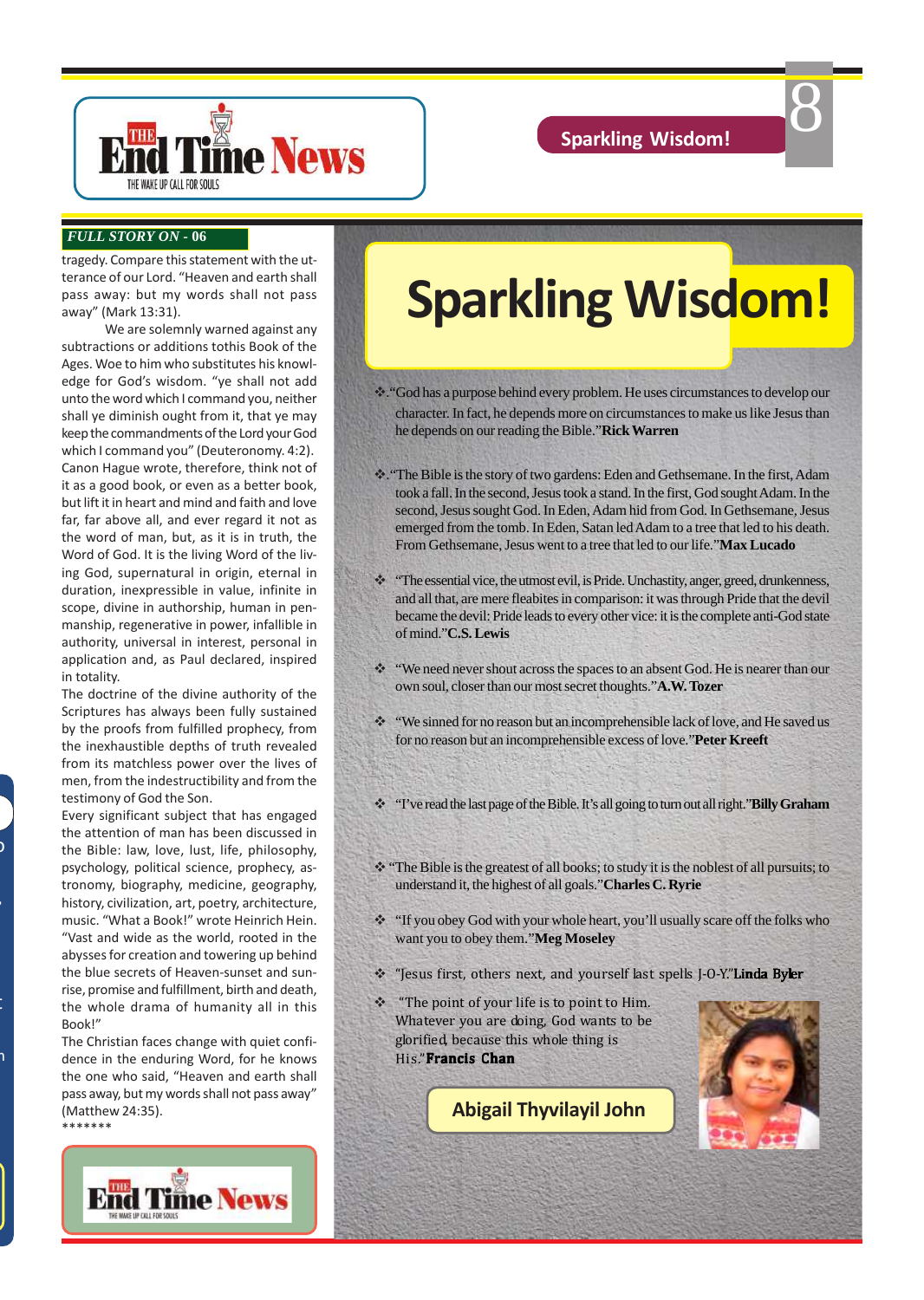*FULL STORY ON - 06*

tragedy. Compare this statement with the utterance of our Lord. "Heaven and earth shall pass away: but my words shall not pass away" (Mark 13:31).

We are solemnly warned against any subtractions or additions tothis Book of the Ages. Woe to him who substitutes his knowledge for God's wisdom. "ye shall not add unto the word which I command you, neither shall ye diminish ought from it, that ye may keep the commandments of the Lord your God which I command you" (Deuteronomy. 4:2). Canon Hague wrote, therefore, think not of it as a good book, or even as a better book, but lift it in heart and mind and faith and love far, far above all, and ever regard it not as the word of man, but, as it is in truth, the Word of God. It is the living Word of the living God, supernatural in origin, eternal in duration, inexpressible in value, infinite in scope, divine in authorship, human in penmanship, regenerative in power, infallible in authority, universal in interest, personal in application and, as Paul declared, inspired in totality.

The doctrine of the divine authority of the Scriptures has always been fully sustained by the proofs from fulfilled prophecy, from the inexhaustible depths of truth revealed from its matchless power over the lives of men, from the indestructibility and from the testimony of God the Son.

Every significant subject that has engaged the attention of man has been discussed in the Bible: law, love, lust, life, philosophy, psychology, political science, prophecy, astronomy, biography, medicine, geography, history, civilization, art, poetry, architecture, music. "What a Book!" wrote Heinrich Hein. "Vast and wide as the world, rooted in the abysses for creation and towering up behind the blue secrets of Heaven-sunset and sunrise, promise and fulfillment, birth and death, the whole drama of humanity all in this Book!"

The Christian faces change with quiet confidence in the enduring Word, for he knows the one who said, "Heaven and earth shall pass away, but my words shall not pass away" (Matthew 24:35).

*******

# Sparkling Wisdom!

- "God has a purpose behind every problem. He uses circumstances to develop our character. In fact, he depends more on circumstances to make us like Jesus than he depends on our reading the Bible." **Rick Warren**
- "The Bible is the story of two gardens: Eden and Gethsemane. In the first, Adam took a fall. In the second, Jesus took a stand. In the first, God sought Adam. In the second, Jesus sought God. In Eden, Adam hid from God. In Gethsemane, Jesus emerged from the tomb. In Eden, Satan led Adam to a tree that led to his death. From Gethsemane, Jesus went to a tree that led to our life." **Max Lucado**
- "The essential vice, the utmost evil, is Pride. Unchastity, anger, greed, drunkenness, and all that, are mere fleabites in comparison: it was through Pride that the devil became the devil: Pride leads to every other vice: it is the complete anti-God state of mind." **C.S. Lewis**
- "We need never shout across the spaces to an absent God. He is nearer than our own soul, closer than our most secret thoughts." **A.W. Tozer**
- "We sinned for no reason but an incomprehensible lack of love, and He saved us for no reason but an incomprehensible excess of love." **Peter Kreeft**
- "I've read the last page of the Bible. It's all going to turn out all right." **Billy Graham**
- "The Bible is the greatest of all books; to study it is the noblest of all pursuits; to understand it, the highest of all goals." **Charles C. Ryrie**
- "If you obey God with your whole heart, you'll usually scare off the folks who want you to obey them." **Meg Moseley**
- "Jesus first, others next, and yourself last spells J-O-Y." **Linda Byler**
- "The point of your life is to point to Him. Whatever you are doing, God wants to be glorified, because this whole thing is His." **Francis Chan**

**Abigail Thyvilayil John**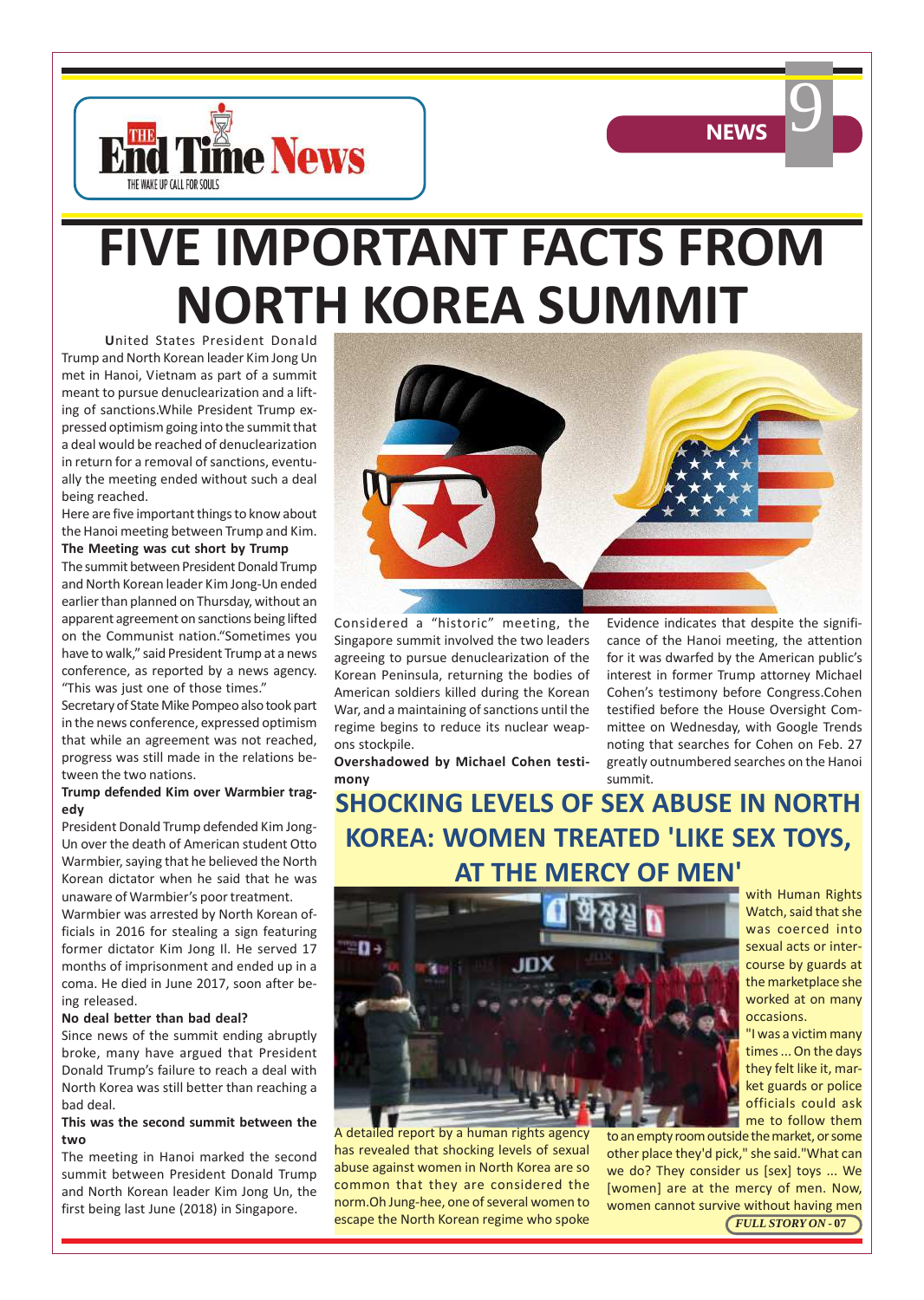# FIVE IMPORTANT FACTS FROM NORTH KOREA SUMMIT

United States President Donald Trump and North Korean leader Kim Jong Un met in Hanoi, Vietnam as part of a summit meant to pursue denuclearization and a lifting of sanctions.While President Trump expressed optimism going into the summit that a deal would be reached of denuclearization in return for a removal of sanctions, eventually the meeting ended without such a deal being reached.

Here are five important things to know about the Hanoi meeting between Trump and Kim.

**The Meeting was cut short by Trump**

The summit between President Donald Trump and North Korean leader Kim Jong-Un ended earlier than planned on Thursday, without an apparent agreement on sanctions being lifted on the Communist nation."Sometimes you have to walk," said President Trump at a news conference, as reported by a news agency. "This was just one of those times."

Secretary of State Mike Pompeo also took part in the news conference, expressed optimism that while an agreement was not reached, progress was still made in the relations between the two nations.

**Trump defended Kim over Warmbier tragedy**

President Donald Trump defended Kim Jong-Un over the death of American student Otto Warmbier, saying that he believed the North Korean dictator when he said that he was unaware of Warmbier's poor treatment.

Warmbier was arrested by North Korean officials in 2016 for stealing a sign featuring former dictator Kim Jong Il. He served 17 months of imprisonment and ended up in a coma. He died in June 2017, soon after being released.

**No deal better than bad deal?**

Since news of the summit ending abruptly broke, many have argued that President Donald Trump's failure to reach a deal with North Korea was still better than reaching a bad deal.

**This was the second summit between the two**

The meeting in Hanoi marked the second summit between President Donald Trump and North Korean leader Kim Jong Un, the first being last June (2018) in Singapore.

Considered a "historic" meeting, the Singapore summit involved the two leaders agreeing to pursue denuclearization of the Korean Peninsula, returning the bodies of American soldiers killed during the Korean War, and a maintaining of sanctions until the regime begins to reduce its nuclear weapons stockpile.

**Overshadowed by Michael Cohen testimony**

Evidence indicates that despite the significance of the Hanoi meeting, the attention for it was dwarfed by the American public's interest in former Trump attorney Michael Cohen's testimony before Congress.Cohen testified before the House Oversight Committee on Wednesday, with Google Trends noting that searches for Cohen on Feb. 27 greatly outnumbered searches on the Hanoi summit.

## SHOCKING LEVELS OF SEX ABUSE IN NORTH KOREA: WOMEN TREATED 'LIKE SEX TOYS, AT THE MERCY OF MEN'

A detailed report by a human rights agency has revealed that shocking levels of sexual abuse against women in North Korea are so common that they are considered the norm.Oh Jung-hee, one of several women to escape the North Korean regime who spoke with Human Rights Watch, said that she was coerced into sexual acts or intercourse by guards at the marketplace she worked at on many occasions.

"I was a victim many times ... On the days they felt like it, market guards or police officials could ask me to follow them to an empty room outside the market, or some other place they'd pick," she said."What can we do? They consider us [sex] toys ... We [women] are at the mercy of men. Now, women cannot survive without having men

*FULL STORY ON - 07*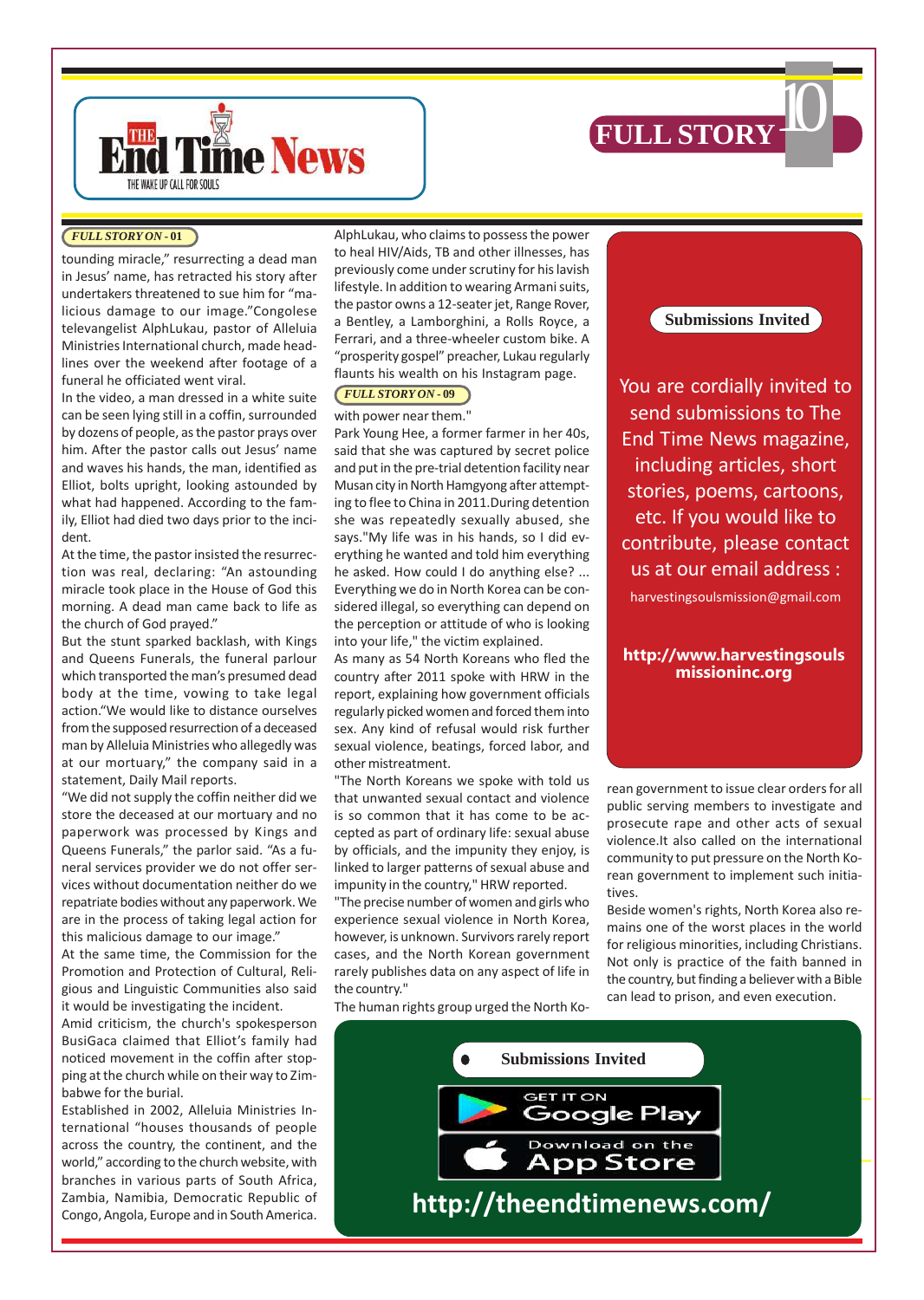# FULL STORY

*FULL STORY ON - 01*

tounding miracle," resurrecting a dead man in Jesus' name, has retracted his story after undertakers threatened to sue him for "malicious damage to our image."Congolese televangelist AlphLukau, pastor of Alleluia Ministries International church, made headlines over the weekend after footage of a funeral he officiated went viral.

In the video, a man dressed in a white suite can be seen lying still in a coffin, surrounded by dozens of people, as the pastor prays over him. After the pastor calls out Jesus' name and waves his hands, the man, identified as Elliot, bolts upright, looking astounded by what had happened. According to the family, Elliot had died two days prior to the incident.

At the time, the pastor insisted the resurrection was real, declaring: "An astounding miracle took place in the House of God this morning. A dead man came back to life as the church of God prayed."

But the stunt sparked backlash, with Kings and Queens Funerals, the funeral parlour which transported the man's presumed dead body at the time, vowing to take legal action."We would like to distance ourselves from the supposed resurrection of a deceased man by Alleluia Ministries who allegedly was at our mortuary," the company said in a statement, Daily Mail reports.

"We did not supply the coffin neither did we store the deceased at our mortuary and no paperwork was processed by Kings and Queens Funerals," the parlor said. "As a funeral services provider we do not offer services without documentation neither do we repatriate bodies without any paperwork. We are in the process of taking legal action for this malicious damage to our image."

At the same time, the Commission for the Promotion and Protection of Cultural, Religious and Linguistic Communities also said it would be investigating the incident.

Amid criticism, the church's spokesperson BusiGaca claimed that Elliot's family had noticed movement in the coffin after stopping at the church while on their way to Zimbabwe for the burial.

Established in 2002, Alleluia Ministries International "houses thousands of people across the country, the continent, and the world," according to the church website, with branches in various parts of South Africa, Zambia, Namibia, Democratic Republic of Congo, Angola, Europe and in South America.

AlphLukau, who claims to possess the power to heal HIV/Aids, TB and other illnesses, has previously come under scrutiny for his lavish lifestyle. In addition to wearing Armani suits, the pastor owns a 12-seater jet, Range Rover, a Bentley, a Lamborghini, a Rolls Royce, a Ferrari, and a three-wheeler custom bike. A "prosperity gospel" preacher, Lukau regularly flaunts his wealth on his Instagram page.

*FULL STORY ON - 09*

with power near them."

Park Young Hee, a former farmer in her 40s, said that she was captured by secret police and put in the pre-trial detention facility near Musan city in North Hamgyong after attempting to flee to China in 2011.During detention she was repeatedly sexually abused, she says."My life was in his hands, so I did everything he wanted and told him everything he asked. How could I do anything else? ... Everything we do in North Korea can be considered illegal, so everything can depend on the perception or attitude of who is looking into your life," the victim explained.

As many as 54 North Koreans who fled the country after 2011 spoke with HRW in the report, explaining how government officials regularly picked women and forced them into sex. Any kind of refusal would risk further sexual violence, beatings, forced labor, and other mistreatment.

"The North Koreans we spoke with told us that unwanted sexual contact and violence is so common that it has come to be accepted as part of ordinary life: sexual abuse by officials, and the impunity they enjoy, is linked to larger patterns of sexual abuse and impunity in the country," HRW reported.

"The precise number of women and girls who experience sexual violence in North Korea, however, is unknown. Survivors rarely report cases, and the North Korean government rarely publishes data on any aspect of life in the country."

The human rights group urged the North Korean government to issue clear orders for all public serving members to investigate and prosecute rape and other acts of sexual violence.It also called on the international community to put pressure on the North Korean government to implement such initiatives.

Beside women's rights, North Korea also remains one of the worst places in the world for religious minorities, including Christians. Not only is practice of the faith banned in the country, but finding a believer with a Bible can lead to prison, and even execution.

**Submissions Invited**

You are cordially invited to send submissions to The End Time News magazine, including articles, short stories, poems, cartoons, etc. If you would like to contribute, please contact us at our email address :

harvestingsoulsmission@gmail.com

**http://www.harvestingsoulsmissioninc.org**

**Submissions Invited**

GET IT ON Google Play

Download on the App Store

**http://theendtimenews.com/**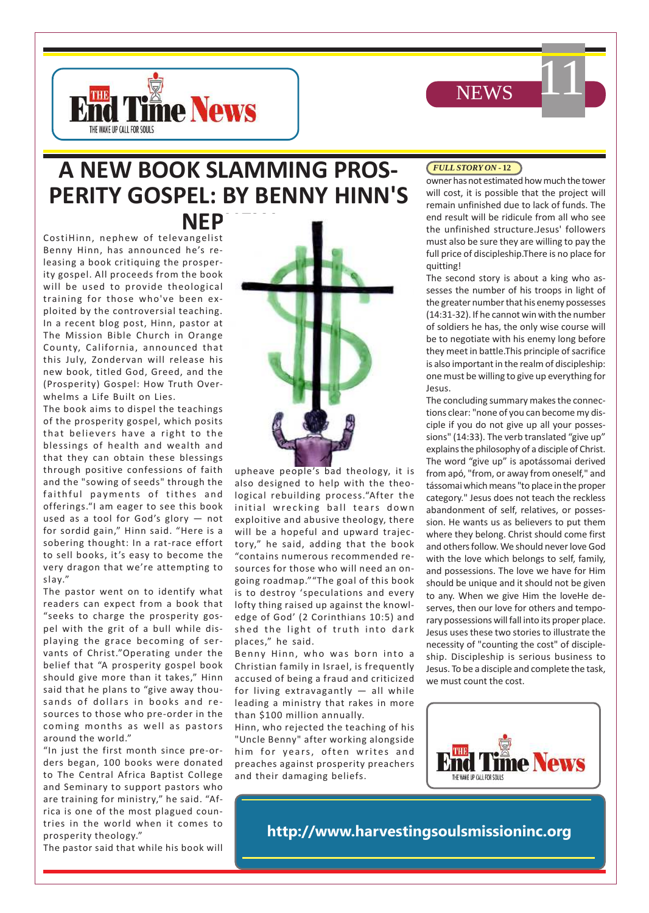# A NEW BOOK SLAMMING PROSPERITY GOSPEL: BY BENNY HINN'S NEP

CostiHinn, nephew of televangelist Benny Hinn, has announced he's releasing a book critiquing the prosperity gospel. All proceeds from the book will be used to provide theological training for those who've been exploited by the controversial teaching. In a recent blog post, Hinn, pastor at The Mission Bible Church in Orange County, California, announced that this July, Zondervan will release his new book, titled God, Greed, and the (Prosperity) Gospel: How Truth Overwhelms a Life Built on Lies.

The book aims to dispel the teachings of the prosperity gospel, which posits that believers have a right to the blessings of health and wealth and that they can obtain these blessings through positive confessions of faith and the "sowing of seeds" through the faithful payments of tithes and offerings."I am eager to see this book used as a tool for God's glory — not for sordid gain," Hinn said. "Here is a sobering thought: In a rat-race effort to sell books, it's easy to become the very dragon that we're attempting to slay."

The pastor went on to identify what readers can expect from a book that "seeks to charge the prosperity gospel with the grit of a bull while displaying the grace becoming of servants of Christ."Operating under the belief that "A prosperity gospel book should give more than it takes," Hinn said that he plans to "give away thousands of dollars in books and resources to those who pre-order in the coming months as well as pastors around the world."

"In just the first month since pre-orders began, 100 books were donated to The Central Africa Baptist College and Seminary to support pastors who are training for ministry," he said. "Africa is one of the most plagued countries in the world when it comes to prosperity theology."

The pastor said that while his book will upheave people's bad theology, it is also designed to help with the theological rebuilding process."After the initial wrecking ball tears down exploitive and abusive theology, there will be a hopeful and upward trajectory," he said, adding that the book "contains numerous recommended resources for those who will need an ongoing roadmap.""The goal of this book is to destroy 'speculations and every lofty thing raised up against the knowledge of God' (2 Corinthians 10:5) and shed the light of truth into dark places," he said.

Benny Hinn, who was born into a Christian family in Israel, is frequently accused of being a fraud and criticized for living extravagantly — all while leading a ministry that rakes in more than $100 million annually.

Hinn, who rejected the teaching of his "Uncle Benny" after working alongside him for years, often writes and preaches against prosperity preachers and their damaging beliefs.

*FULL STORY ON - 12*

owner has not estimated how much the tower will cost, it is possible that the project will remain unfinished due to lack of funds. The end result will be ridicule from all who see the unfinished structure.Jesus' followers must also be sure they are willing to pay the full price of discipleship.There is no place for quitting!

The second story is about a king who assesses the number of his troops in light of the greater number that his enemy possesses (14:31-32). If he cannot win with the number of soldiers he has, the only wise course will be to negotiate with his enemy long before they meet in battle.This principle of sacrifice is also important in the realm of discipleship: one must be willing to give up everything for Jesus.

The concluding summary makes the connections clear: "none of you can become my disciple if you do not give up all your possessions" (14:33). The verb translated "give up" explains the philosophy of a disciple of Christ. The word "give up" is apotássomai derived from apó, "from, or away from oneself," and tássomai which means "to place in the proper category." Jesus does not teach the reckless abandonment of self, relatives, or possession. He wants us as believers to put them where they belong. Christ should come first and others follow. We should never love God with the love which belongs to self, family, and possessions. The love we have for Him should be unique and it should not be given to any. When we give Him the loveHe deserves, then our love for others and temporary possessions will fall into its proper place. Jesus uses these two stories to illustrate the necessity of "counting the cost" of discipleship. Discipleship is serious business to Jesus. To be a disciple and complete the task, we must count the cost.

http://www.harvestingsoulsmissioninc.org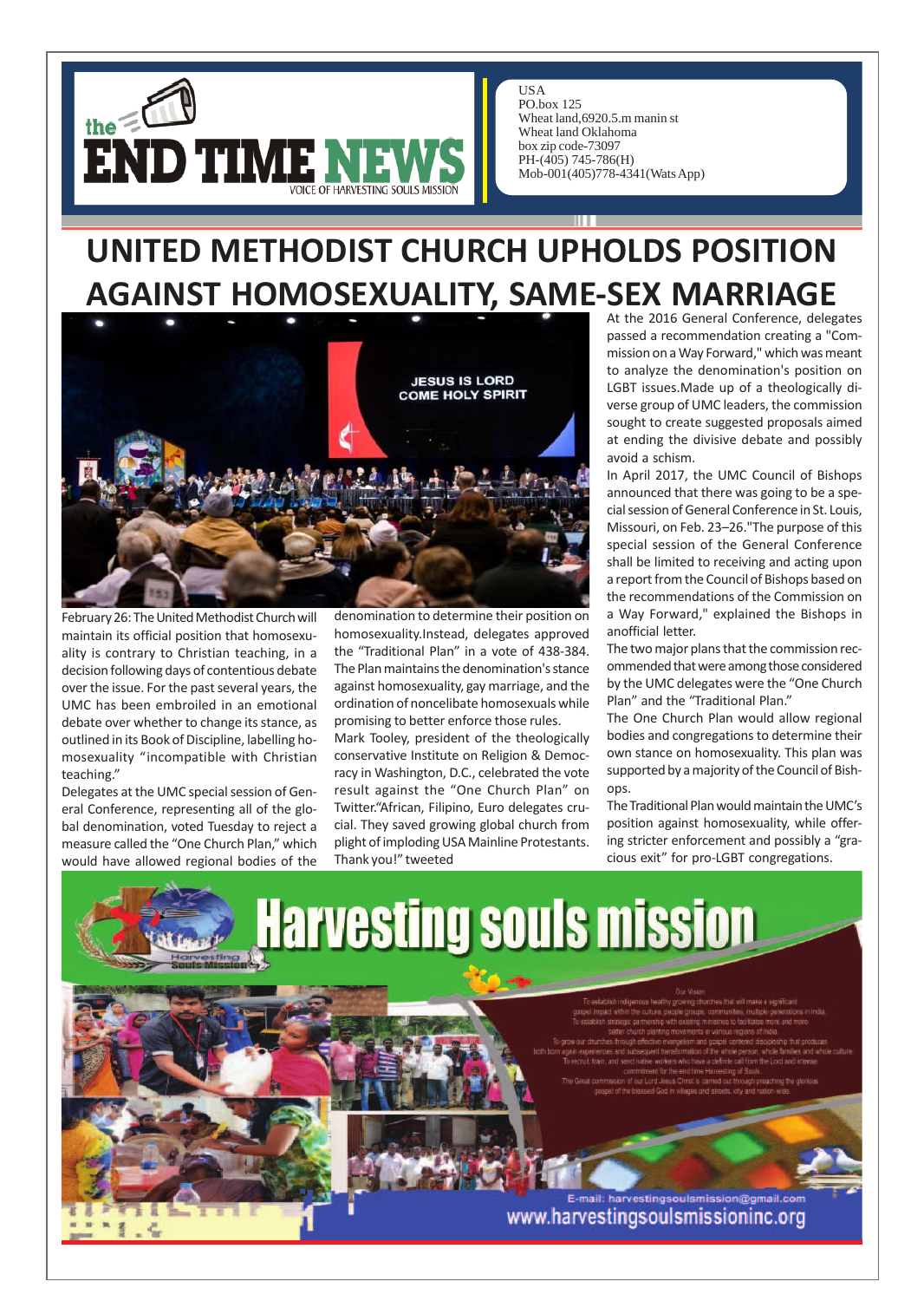the END TIME NEWS

VOICE OF HARVESTING SOULS MISSION

USA
PO.box 125
Wheat land,6920.5.m manin st
Wheat land Oklahoma
box zip code-73097
PH-(405) 745-786(H)
Mob-001(405)778-4341(Wats App)

# UNITED METHODIST CHURCH UPHOLDS POSITION AGAINST HOMOSEXUALITY, SAME-SEX MARRIAGE

February 26: The United Methodist Church will maintain its official position that homosexuality is contrary to Christian teaching, in a decision following days of contentious debate over the issue. For the past several years, the UMC has been embroiled in an emotional debate over whether to change its stance, as outlined in its Book of Discipline, labelling homosexuality "incompatible with Christian teaching."

Delegates at the UMC special session of General Conference, representing all of the global denomination, voted Tuesday to reject a measure called the "One Church Plan," which would have allowed regional bodies of the denomination to determine their position on homosexuality.Instead, delegates approved the "Traditional Plan" in a vote of 438-384. The Plan maintains the denomination's stance against homosexuality, gay marriage, and the ordination of noncelibate homosexuals while promising to better enforce those rules.

Mark Tooley, president of the theologically conservative Institute on Religion & Democracy in Washington, D.C., celebrated the vote result against the "One Church Plan" on Twitter."African, Filipino, Euro delegates crucial. They saved growing global church from plight of imploding USA Mainline Protestants. Thank you!" tweeted

At the 2016 General Conference, delegates passed a recommendation creating a "Commission on a Way Forward," which was meant to analyze the denomination's position on LGBT issues.Made up of a theologically diverse group of UMC leaders, the commission sought to create suggested proposals aimed at ending the divisive debate and possibly avoid a schism.

In April 2017, the UMC Council of Bishops announced that there was going to be a special session of General Conference in St. Louis, Missouri, on Feb. 23–26."The purpose of this special session of the General Conference shall be limited to receiving and acting upon a report from the Council of Bishops based on the recommendations of the Commission on a Way Forward," explained the Bishops in anofficial letter.

The two major plans that the commission recommended that were among those considered by the UMC delegates were the "One Church Plan" and the "Traditional Plan."

The One Church Plan would allow regional bodies and congregations to determine their own stance on homosexuality. This plan was supported by a majority of the Council of Bishops.

The Traditional Plan would maintain the UMC's position against homosexuality, while offering stricter enforcement and possibly a "gracious exit" for pro-LGBT congregations.

# Harvesting souls mission

Our Vision

To establish indigenous healthy growing churches that will make a significant gospel impact within the culture, people groups, communities, multiple generations in India.
To establish strategic partnership with existing ministries to facilitate more and more better church planting movements in various regions of India.
To grow our churches through effective evangelism and gospel centered discipleship that produces both born again experiences and subsequent transformation of the whole person, whole families and whole culture.
To recruit, train, and send native workers who have a definite call from the Lord and intense commitment for the end time Harvesting of Souls.
The Great commission of our Lord Jesus Christ is carried out through preaching the glorious gospel of the blessed God in villages and streets, city and nation-wide.

E-mail: harvestingsoulsmission@gmail.com
www.harvestingsoulsmissioninc.org